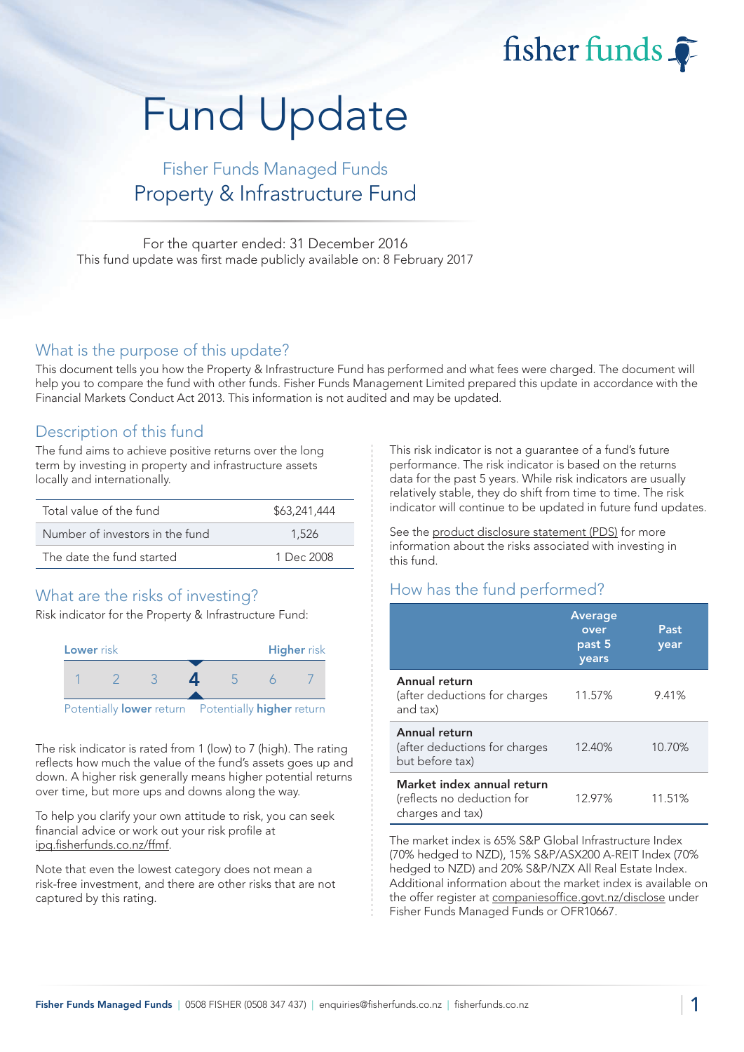# Fund Update

## Fisher Funds Managed Funds
## Property & Infrastructure Fund

For the quarter ended: 31 December 2016
This fund update was first made publicly available on: 8 February 2017

## What is the purpose of this update?

This document tells you how the Property & Infrastructure Fund has performed and what fees were charged. The document will help you to compare the fund with other funds. Fisher Funds Management Limited prepared this update in accordance with the Financial Markets Conduct Act 2013. This information is not audited and may be updated.

## Description of this fund

The fund aims to achieve positive returns over the long term by investing in property and infrastructure assets locally and internationally.

| | |
|---|---|
| Total value of the fund | $63,241,444 |
| Number of investors in the fund | 1,526 |
| The date the fund started | 1 Dec 2008 |

## What are the risks of investing?

Risk indicator for the Property & Infrastructure Fund:

| Lower risk | | | | | | Higher risk |
|---|---|---|---|---|---|---|
| 1 | 2 | 3 | **4** | 5 | 6 | 7 |

Potentially **lower** return — Potentially **higher** return

The risk indicator is rated from 1 (low) to 7 (high). The rating reflects how much the value of the fund's assets goes up and down. A higher risk generally means higher potential returns over time, but more ups and downs along the way.

To help you clarify your own attitude to risk, you can seek financial advice or work out your risk profile at ipq.fisherfunds.co.nz/ffmf.

Note that even the lowest category does not mean a risk-free investment, and there are other risks that are not captured by this rating.

This risk indicator is not a guarantee of a fund's future performance. The risk indicator is based on the returns data for the past 5 years. While risk indicators are usually relatively stable, they do shift from time to time. The risk indicator will continue to be updated in future fund updates.

See the product disclosure statement (PDS) for more information about the risks associated with investing in this fund.

## How has the fund performed?

| | Average over past 5 years | Past year |
|---|---|---|
| **Annual return** (after deductions for charges and tax) | 11.57% | 9.41% |
| **Annual return** (after deductions for charges but before tax) | 12.40% | 10.70% |
| **Market index annual return** (reflects no deduction for charges and tax) | 12.97% | 11.51% |

The market index is 65% S&P Global Infrastructure Index (70% hedged to NZD), 15% S&P/ASX200 A-REIT Index (70% hedged to NZD) and 20% S&P/NZX All Real Estate Index. Additional information about the market index is available on the offer register at companiesoffice.govt.nz/disclose under Fisher Funds Managed Funds or OFR10667.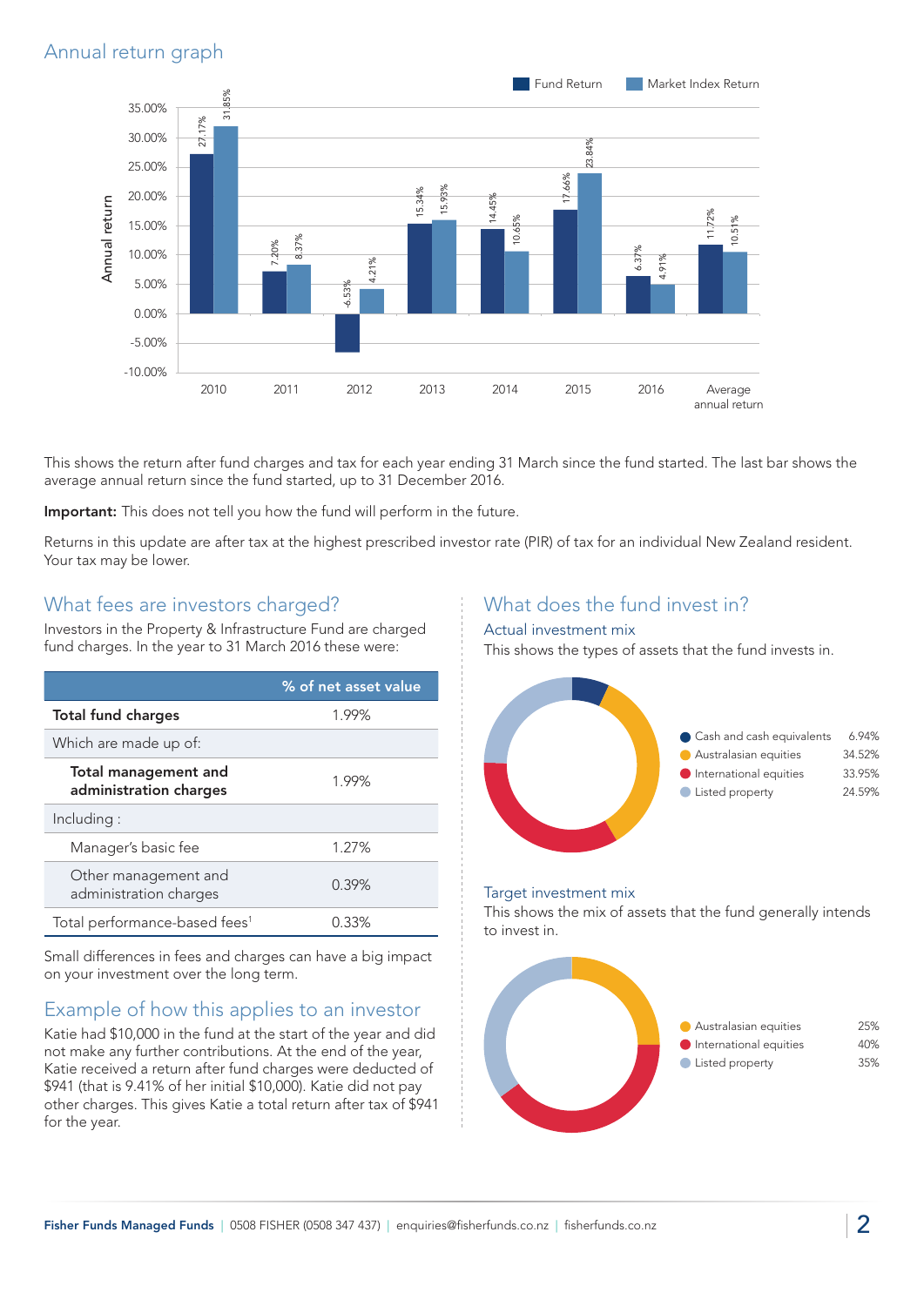## Annual return graph

| Year | Fund Return | Market Index Return |
|---|---|---|
| 2010 | 27.17% | 31.85% |
| 2011 | 7.20% | 8.37% |
| 2012 | -6.53% | 4.21% |
| 2013 | 15.34% | 15.93% |
| 2014 | 14.45% | 10.65% |
| 2015 | 17.66% | 23.84% |
| 2016 | 6.37% | 4.91% |
| Average annual return | 11.72% | 10.51% |

This shows the return after fund charges and tax for each year ending 31 March since the fund started. The last bar shows the average annual return since the fund started, up to 31 December 2016.

**Important:** This does not tell you how the fund will perform in the future.

Returns in this update are after tax at the highest prescribed investor rate (PIR) of tax for an individual New Zealand resident. Your tax may be lower.

## What fees are investors charged?

Investors in the Property & Infrastructure Fund are charged fund charges. In the year to 31 March 2016 these were:

| | % of net asset value |
|---|---|
| **Total fund charges** | 1.99% |
| Which are made up of: | |
| **Total management and administration charges** | 1.99% |
| Including : | |
| Manager's basic fee | 1.27% |
| Other management and administration charges | 0.39% |
| Total performance-based fees[1] | 0.33% |

Small differences in fees and charges can have a big impact on your investment over the long term.

## Example of how this applies to an investor

Katie had $10,000 in the fund at the start of the year and did not make any further contributions. At the end of the year, Katie received a return after fund charges were deducted of $941 (that is 9.41% of her initial $10,000). Katie did not pay other charges. This gives Katie a total return after tax of $941 for the year.

## What does the fund invest in?

### Actual investment mix

This shows the types of assets that the fund invests in.

| Asset | % |
|---|---|
| Cash and cash equivalents | 6.94% |
| Australasian equities | 34.52% |
| International equities | 33.95% |
| Listed property | 24.59% |

### Target investment mix

This shows the mix of assets that the fund generally intends to invest in.

| Asset | % |
|---|---|
| Australasian equities | 25% |
| International equities | 40% |
| Listed property | 35% |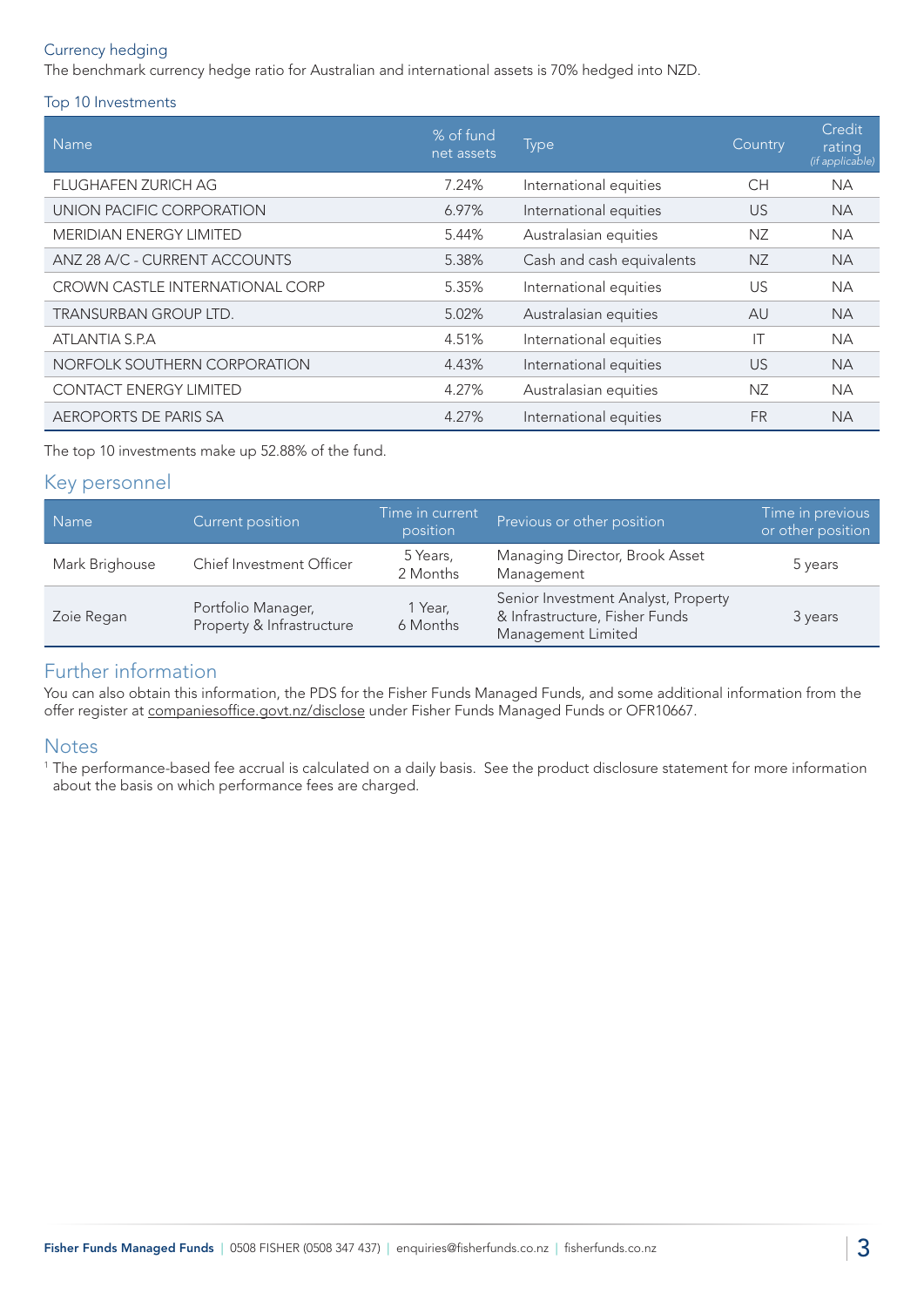### Currency hedging

The benchmark currency hedge ratio for Australian and international assets is 70% hedged into NZD.

### Top 10 Investments

| Name | % of fund net assets | Type | Country | Credit rating *(if applicable)* |
|---|---|---|---|---|
| FLUGHAFEN ZURICH AG | 7.24% | International equities | CH | NA |
| UNION PACIFIC CORPORATION | 6.97% | International equities | US | NA |
| MERIDIAN ENERGY LIMITED | 5.44% | Australasian equities | NZ | NA |
| ANZ 28 A/C - CURRENT ACCOUNTS | 5.38% | Cash and cash equivalents | NZ | NA |
| CROWN CASTLE INTERNATIONAL CORP | 5.35% | International equities | US | NA |
| TRANSURBAN GROUP LTD. | 5.02% | Australasian equities | AU | NA |
| ATLANTIA S.P.A | 4.51% | International equities | IT | NA |
| NORFOLK SOUTHERN CORPORATION | 4.43% | International equities | US | NA |
| CONTACT ENERGY LIMITED | 4.27% | Australasian equities | NZ | NA |
| AEROPORTS DE PARIS SA | 4.27% | International equities | FR | NA |

The top 10 investments make up 52.88% of the fund.

## Key personnel

| Name | Current position | Time in current position | Previous or other position | Time in previous or other position |
|---|---|---|---|---|
| Mark Brighouse | Chief Investment Officer | 5 Years, 2 Months | Managing Director, Brook Asset Management | 5 years |
| Zoie Regan | Portfolio Manager, Property & Infrastructure | 1 Year, 6 Months | Senior Investment Analyst, Property & Infrastructure, Fisher Funds Management Limited | 3 years |

## Further information

You can also obtain this information, the PDS for the Fisher Funds Managed Funds, and some additional information from the offer register at companiesoffice.govt.nz/disclose under Fisher Funds Managed Funds or OFR10667.

## Notes

[1] The performance-based fee accrual is calculated on a daily basis. See the product disclosure statement for more information about the basis on which performance fees are charged.